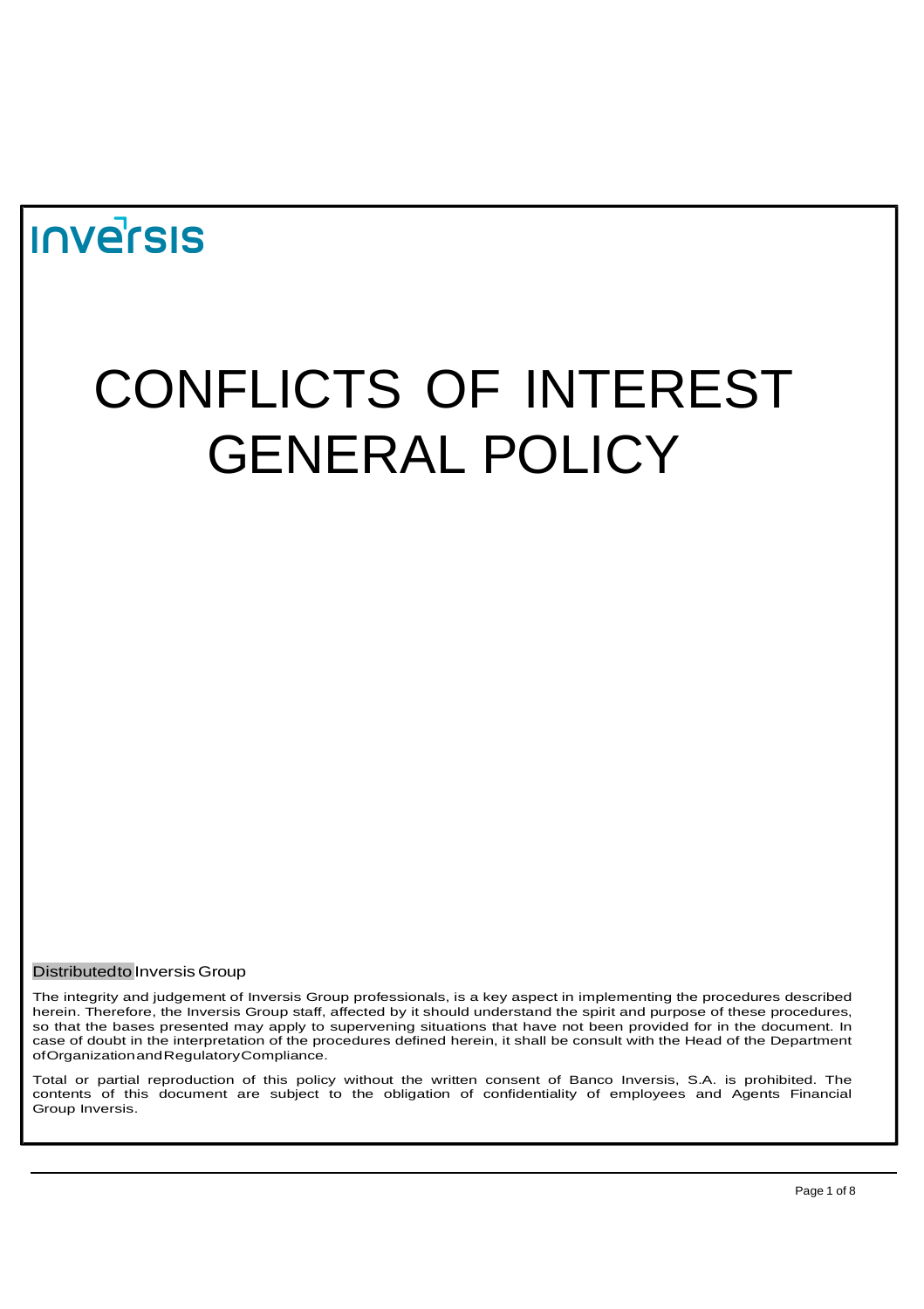inversis

# CONFLICTS OF INTEREST GENERAL POLICY

Distributed to Inversis Group

The integrity and judgement of Inversis Group professionals, is a key aspect in implementing the procedures described herein. Therefore, the Inversis Group staff, affected by it should understand the spirit and purpose of these procedures, so that the bases presented may apply to supervening situations that have not been provided for in the document. In case of doubt in the interpretation of the procedures defined herein, it shall be consult with the Head of the Department of Organization and Regulatory Compliance.

Total or partial reproduction of this policy without the written consent of Banco Inversis, S.A. is prohibited. The contents of this document are subject to the obligation of confidentiality of employees and Agents Financial Group Inversis.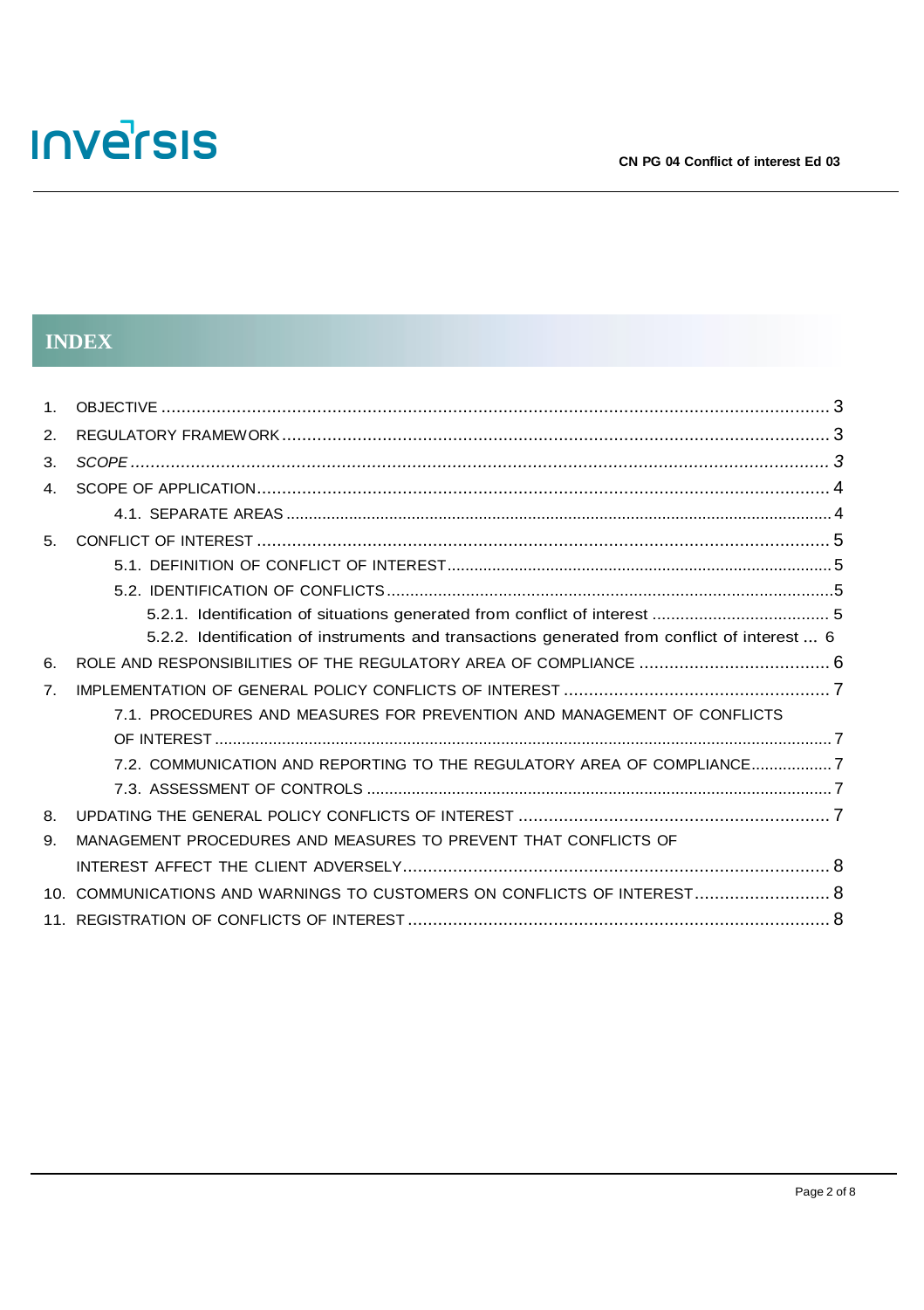## INDEX

1. OBJECTIVE ........ 3
2. REGULATORY FRAMEWORK ........ 3
3. *SCOPE* ........ *3*
4. SCOPE OF APPLICATION ........ 4
    - 4.1. SEPARATE AREAS ........ 4
5. CONFLICT OF INTEREST ........ 5
    - 5.1. DEFINITION OF CONFLICT OF INTEREST ........ 5
    - 5.2. IDENTIFICATION OF CONFLICTS ........ 5
        - 5.2.1. Identification of situations generated from conflict of interest ........ 5
        - 5.2.2. Identification of instruments and transactions generated from conflict of interest ... 6
6. ROLE AND RESPONSIBILITIES OF THE REGULATORY AREA OF COMPLIANCE ........ 6
7. IMPLEMENTATION OF GENERAL POLICY CONFLICTS OF INTEREST ........ 7
    - 7.1. PROCEDURES AND MEASURES FOR PREVENTION AND MANAGEMENT OF CONFLICTS OF INTEREST ........ 7
    - 7.2. COMMUNICATION AND REPORTING TO THE REGULATORY AREA OF COMPLIANCE ........ 7
    - 7.3. ASSESSMENT OF CONTROLS ........ 7
8. UPDATING THE GENERAL POLICY CONFLICTS OF INTEREST ........ 7
9. MANAGEMENT PROCEDURES AND MEASURES TO PREVENT THAT CONFLICTS OF INTEREST AFFECT THE CLIENT ADVERSELY ........ 8
10. COMMUNICATIONS AND WARNINGS TO CUSTOMERS ON CONFLICTS OF INTEREST ........ 8
11. REGISTRATION OF CONFLICTS OF INTEREST ........ 8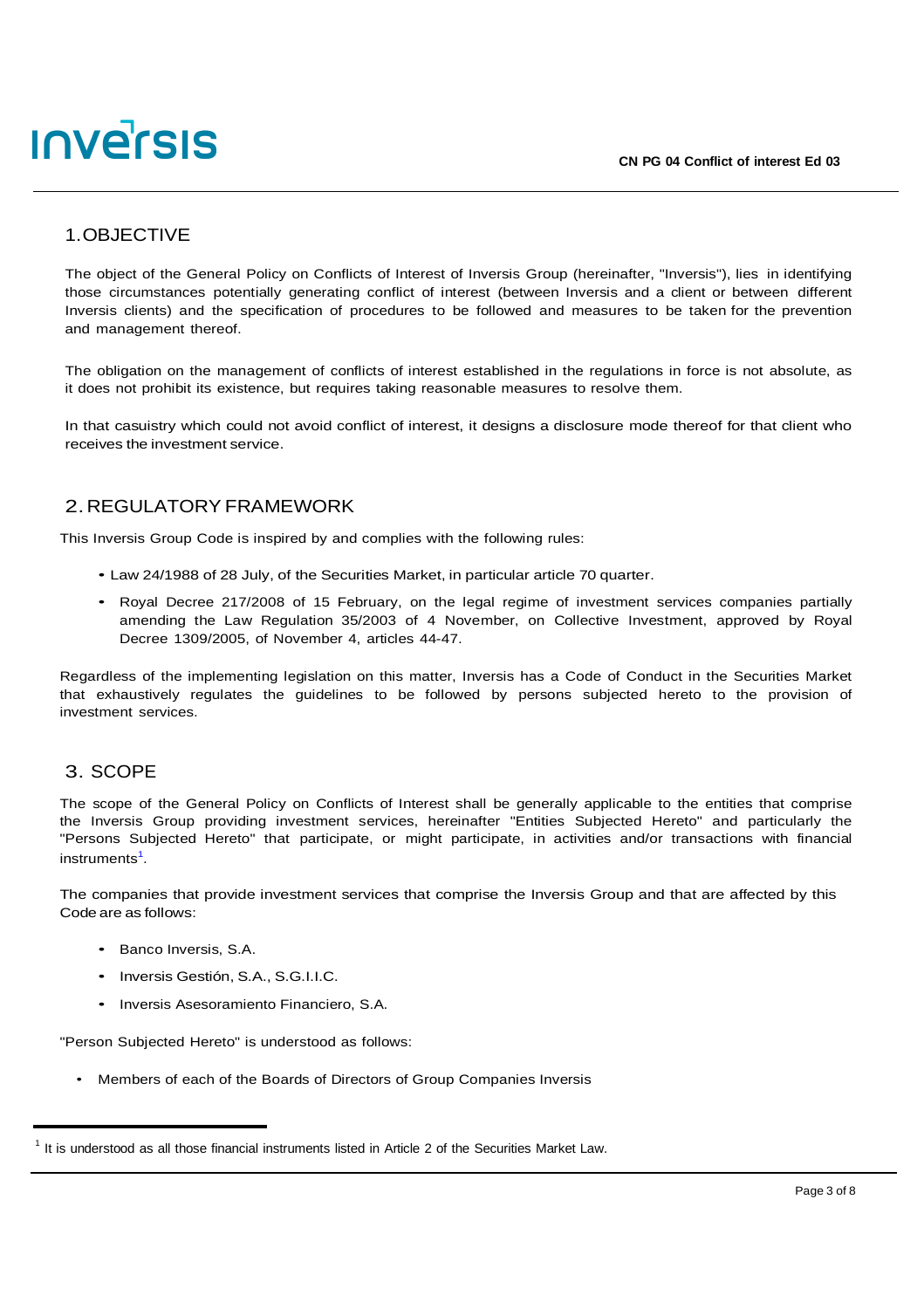## 1. OBJECTIVE

The object of the General Policy on Conflicts of Interest of Inversis Group (hereinafter, "Inversis"), lies in identifying those circumstances potentially generating conflict of interest (between Inversis and a client or between different Inversis clients) and the specification of procedures to be followed and measures to be taken for the prevention and management thereof.

The obligation on the management of conflicts of interest established in the regulations in force is not absolute, as it does not prohibit its existence, but requires taking reasonable measures to resolve them.

In that casuistry which could not avoid conflict of interest, it designs a disclosure mode thereof for that client who receives the investment service.

## 2. REGULATORY FRAMEWORK

This Inversis Group Code is inspired by and complies with the following rules:

- Law 24/1988 of 28 July, of the Securities Market, in particular article 70 quarter.
- Royal Decree 217/2008 of 15 February, on the legal regime of investment services companies partially amending the Law Regulation 35/2003 of 4 November, on Collective Investment, approved by Royal Decree 1309/2005, of November 4, articles 44-47.

Regardless of the implementing legislation on this matter, Inversis has a Code of Conduct in the Securities Market that exhaustively regulates the guidelines to be followed by persons subjected hereto to the provision of investment services.

## 3. SCOPE

The scope of the General Policy on Conflicts of Interest shall be generally applicable to the entities that comprise the Inversis Group providing investment services, hereinafter "Entities Subjected Hereto" and particularly the "Persons Subjected Hereto" that participate, or might participate, in activities and/or transactions with financial instruments[1].

The companies that provide investment services that comprise the Inversis Group and that are affected by this Code are as follows:

- Banco Inversis, S.A.
- Inversis Gestión, S.A., S.G.I.I.C.
- Inversis Asesoramiento Financiero, S.A.

"Person Subjected Hereto" is understood as follows:

- Members of each of the Boards of Directors of Group Companies Inversis

[1] It is understood as all those financial instruments listed in Article 2 of the Securities Market Law.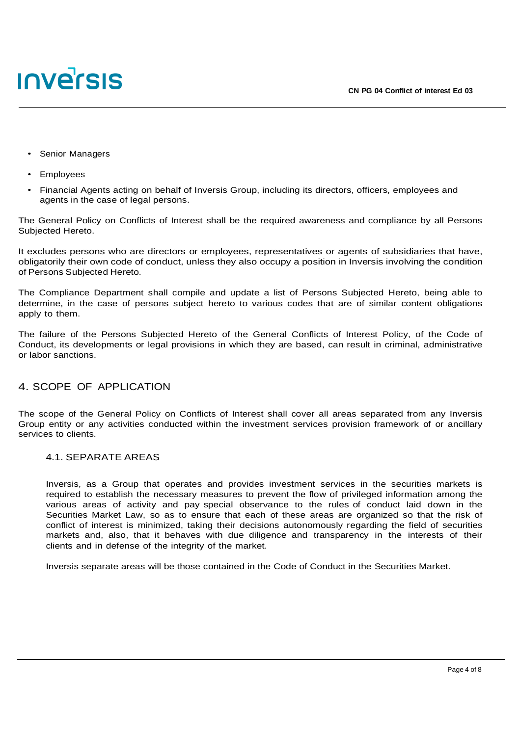- Senior Managers
- Employees
- Financial Agents acting on behalf of Inversis Group, including its directors, officers, employees and agents in the case of legal persons.

The General Policy on Conflicts of Interest shall be the required awareness and compliance by all Persons Subjected Hereto.

It excludes persons who are directors or employees, representatives or agents of subsidiaries that have, obligatorily their own code of conduct, unless they also occupy a position in Inversis involving the condition of Persons Subjected Hereto.

The Compliance Department shall compile and update a list of Persons Subjected Hereto, being able to determine, in the case of persons subject hereto to various codes that are of similar content obligations apply to them.

The failure of the Persons Subjected Hereto of the General Conflicts of Interest Policy, of the Code of Conduct, its developments or legal provisions in which they are based, can result in criminal, administrative or labor sanctions.

## 4. SCOPE OF APPLICATION

The scope of the General Policy on Conflicts of Interest shall cover all areas separated from any Inversis Group entity or any activities conducted within the investment services provision framework of or ancillary services to clients.

### 4.1. SEPARATE AREAS

Inversis, as a Group that operates and provides investment services in the securities markets is required to establish the necessary measures to prevent the flow of privileged information among the various areas of activity and pay special observance to the rules of conduct laid down in the Securities Market Law, so as to ensure that each of these areas are organized so that the risk of conflict of interest is minimized, taking their decisions autonomously regarding the field of securities markets and, also, that it behaves with due diligence and transparency in the interests of their clients and in defense of the integrity of the market.

Inversis separate areas will be those contained in the Code of Conduct in the Securities Market.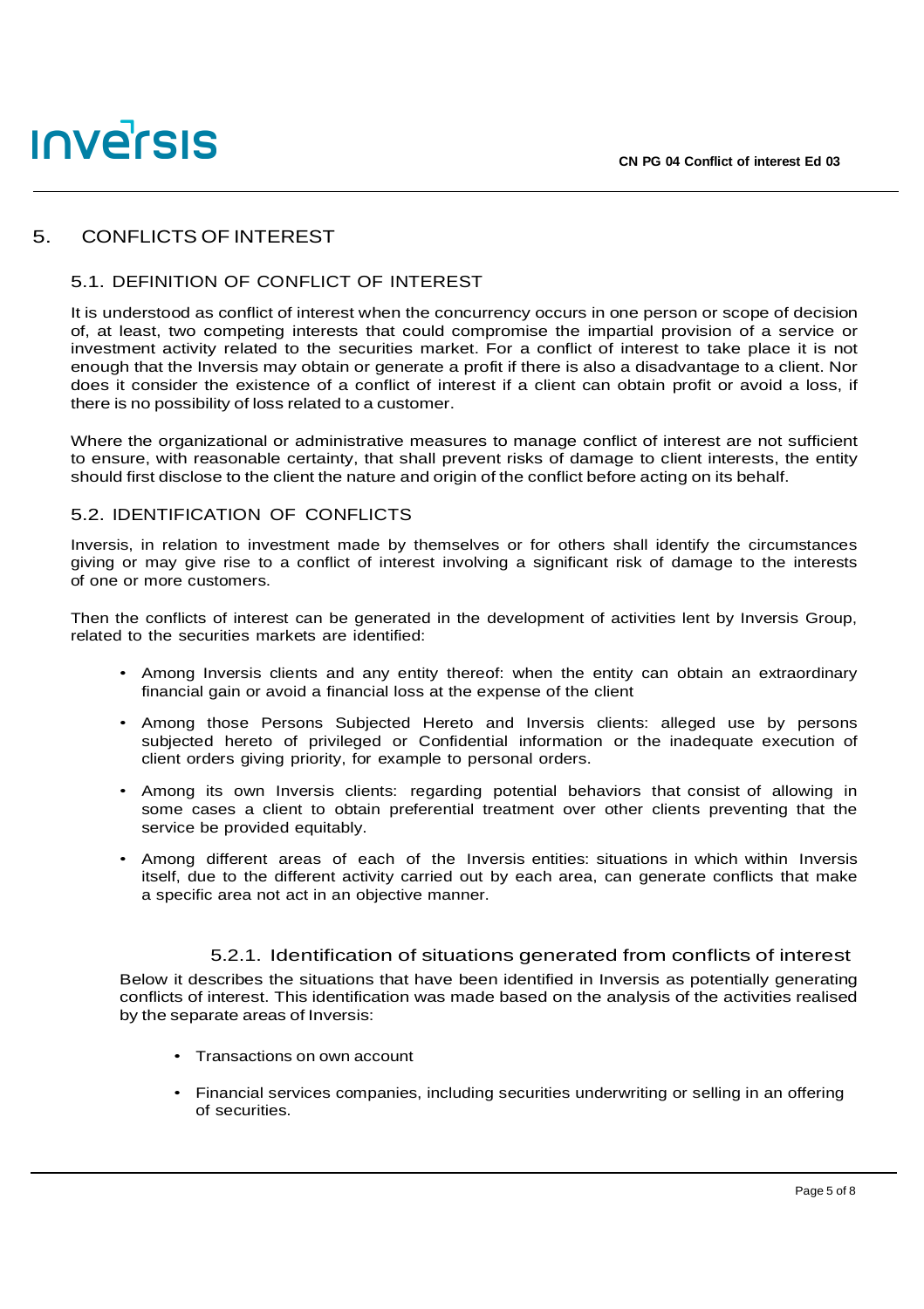# 5. CONFLICTS OF INTEREST

## 5.1. DEFINITION OF CONFLICT OF INTEREST

It is understood as conflict of interest when the concurrency occurs in one person or scope of decision of, at least, two competing interests that could compromise the impartial provision of a service or investment activity related to the securities market. For a conflict of interest to take place it is not enough that the Inversis may obtain or generate a profit if there is also a disadvantage to a client. Nor does it consider the existence of a conflict of interest if a client can obtain profit or avoid a loss, if there is no possibility of loss related to a customer.

Where the organizational or administrative measures to manage conflict of interest are not sufficient to ensure, with reasonable certainty, that shall prevent risks of damage to client interests, the entity should first disclose to the client the nature and origin of the conflict before acting on its behalf.

## 5.2. IDENTIFICATION OF CONFLICTS

Inversis, in relation to investment made by themselves or for others shall identify the circumstances giving or may give rise to a conflict of interest involving a significant risk of damage to the interests of one or more customers.

Then the conflicts of interest can be generated in the development of activities lent by Inversis Group, related to the securities markets are identified:

- Among Inversis clients and any entity thereof: when the entity can obtain an extraordinary financial gain or avoid a financial loss at the expense of the client
- Among those Persons Subjected Hereto and Inversis clients: alleged use by persons subjected hereto of privileged or Confidential information or the inadequate execution of client orders giving priority, for example to personal orders.
- Among its own Inversis clients: regarding potential behaviors that consist of allowing in some cases a client to obtain preferential treatment over other clients preventing that the service be provided equitably.
- Among different areas of each of the Inversis entities: situations in which within Inversis itself, due to the different activity carried out by each area, can generate conflicts that make a specific area not act in an objective manner.

### 5.2.1. Identification of situations generated from conflicts of interest

Below it describes the situations that have been identified in Inversis as potentially generating conflicts of interest. This identification was made based on the analysis of the activities realised by the separate areas of Inversis:

- Transactions on own account
- Financial services companies, including securities underwriting or selling in an offering of securities.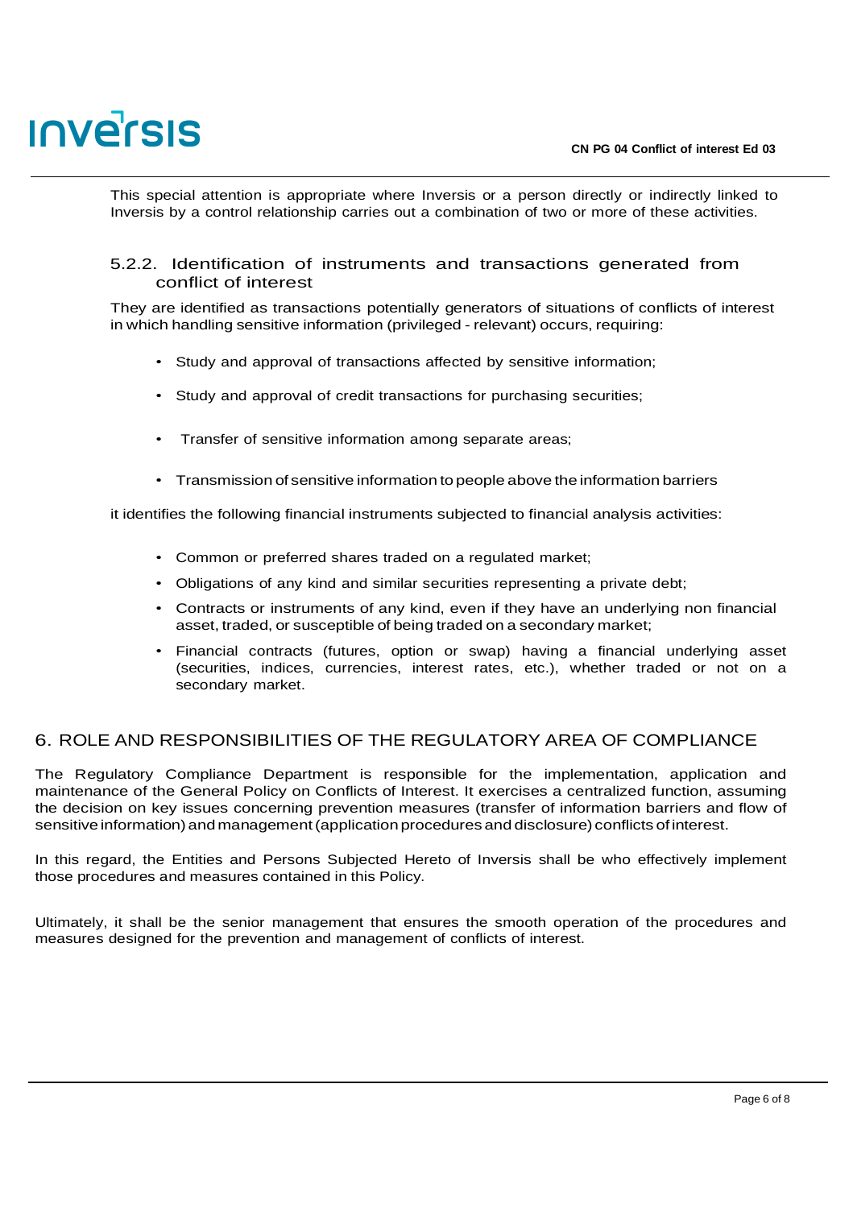This special attention is appropriate where Inversis or a person directly or indirectly linked to Inversis by a control relationship carries out a combination of two or more of these activities.

### 5.2.2. Identification of instruments and transactions generated from conflict of interest

They are identified as transactions potentially generators of situations of conflicts of interest in which handling sensitive information (privileged - relevant) occurs, requiring:

- Study and approval of transactions affected by sensitive information;
- Study and approval of credit transactions for purchasing securities;
- Transfer of sensitive information among separate areas;
- Transmission of sensitive information to people above the information barriers

it identifies the following financial instruments subjected to financial analysis activities:

- Common or preferred shares traded on a regulated market;
- Obligations of any kind and similar securities representing a private debt;
- Contracts or instruments of any kind, even if they have an underlying non financial asset, traded, or susceptible of being traded on a secondary market;
- Financial contracts (futures, option or swap) having a financial underlying asset (securities, indices, currencies, interest rates, etc.), whether traded or not on a secondary market.

## 6. ROLE AND RESPONSIBILITIES OF THE REGULATORY AREA OF COMPLIANCE

The Regulatory Compliance Department is responsible for the implementation, application and maintenance of the General Policy on Conflicts of Interest. It exercises a centralized function, assuming the decision on key issues concerning prevention measures (transfer of information barriers and flow of sensitive information) and management (application procedures and disclosure) conflicts of interest.

In this regard, the Entities and Persons Subjected Hereto of Inversis shall be who effectively implement those procedures and measures contained in this Policy.

Ultimately, it shall be the senior management that ensures the smooth operation of the procedures and measures designed for the prevention and management of conflicts of interest.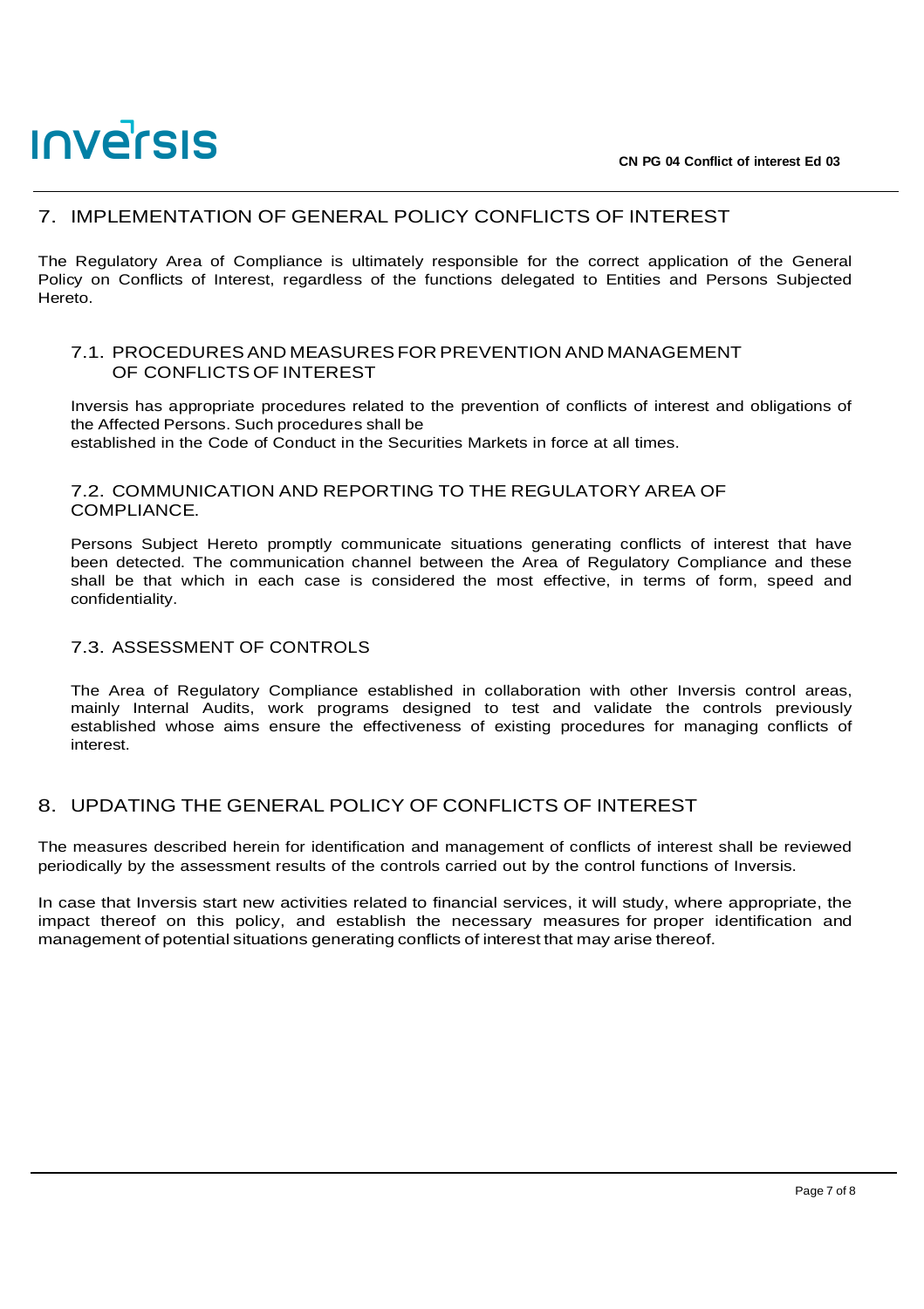## 7. IMPLEMENTATION OF GENERAL POLICY CONFLICTS OF INTEREST

The Regulatory Area of Compliance is ultimately responsible for the correct application of the General Policy on Conflicts of Interest, regardless of the functions delegated to Entities and Persons Subjected Hereto.

### 7.1. PROCEDURES AND MEASURES FOR PREVENTION AND MANAGEMENT OF CONFLICTS OF INTEREST

Inversis has appropriate procedures related to the prevention of conflicts of interest and obligations of the Affected Persons. Such procedures shall be established in the Code of Conduct in the Securities Markets in force at all times.

### 7.2. COMMUNICATION AND REPORTING TO THE REGULATORY AREA OF COMPLIANCE.

Persons Subject Hereto promptly communicate situations generating conflicts of interest that have been detected. The communication channel between the Area of Regulatory Compliance and these shall be that which in each case is considered the most effective, in terms of form, speed and confidentiality.

### 7.3. ASSESSMENT OF CONTROLS

The Area of Regulatory Compliance established in collaboration with other Inversis control areas, mainly Internal Audits, work programs designed to test and validate the controls previously established whose aims ensure the effectiveness of existing procedures for managing conflicts of interest.

## 8. UPDATING THE GENERAL POLICY OF CONFLICTS OF INTEREST

The measures described herein for identification and management of conflicts of interest shall be reviewed periodically by the assessment results of the controls carried out by the control functions of Inversis.

In case that Inversis start new activities related to financial services, it will study, where appropriate, the impact thereof on this policy, and establish the necessary measures for proper identification and management of potential situations generating conflicts of interest that may arise thereof.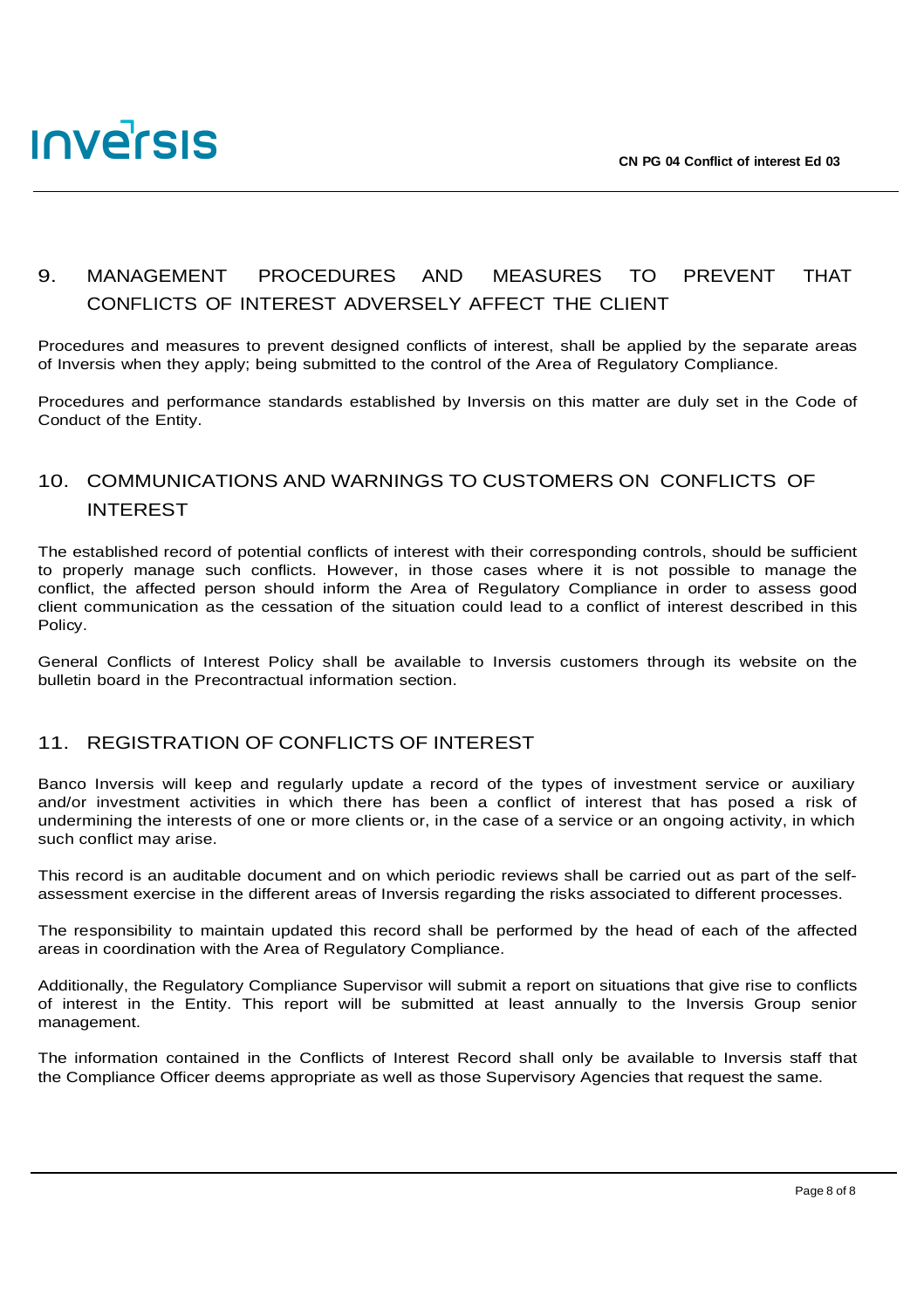## 9. MANAGEMENT PROCEDURES AND MEASURES TO PREVENT THAT CONFLICTS OF INTEREST ADVERSELY AFFECT THE CLIENT

Procedures and measures to prevent designed conflicts of interest, shall be applied by the separate areas of Inversis when they apply; being submitted to the control of the Area of Regulatory Compliance.

Procedures and performance standards established by Inversis on this matter are duly set in the Code of Conduct of the Entity.

## 10. COMMUNICATIONS AND WARNINGS TO CUSTOMERS ON CONFLICTS OF INTEREST

The established record of potential conflicts of interest with their corresponding controls, should be sufficient to properly manage such conflicts. However, in those cases where it is not possible to manage the conflict, the affected person should inform the Area of Regulatory Compliance in order to assess good client communication as the cessation of the situation could lead to a conflict of interest described in this Policy.

General Conflicts of Interest Policy shall be available to Inversis customers through its website on the bulletin board in the Precontractual information section.

## 11. REGISTRATION OF CONFLICTS OF INTEREST

Banco Inversis will keep and regularly update a record of the types of investment service or auxiliary and/or investment activities in which there has been a conflict of interest that has posed a risk of undermining the interests of one or more clients or, in the case of a service or an ongoing activity, in which such conflict may arise.

This record is an auditable document and on which periodic reviews shall be carried out as part of the self-assessment exercise in the different areas of Inversis regarding the risks associated to different processes.

The responsibility to maintain updated this record shall be performed by the head of each of the affected areas in coordination with the Area of Regulatory Compliance.

Additionally, the Regulatory Compliance Supervisor will submit a report on situations that give rise to conflicts of interest in the Entity. This report will be submitted at least annually to the Inversis Group senior management.

The information contained in the Conflicts of Interest Record shall only be available to Inversis staff that the Compliance Officer deems appropriate as well as those Supervisory Agencies that request the same.